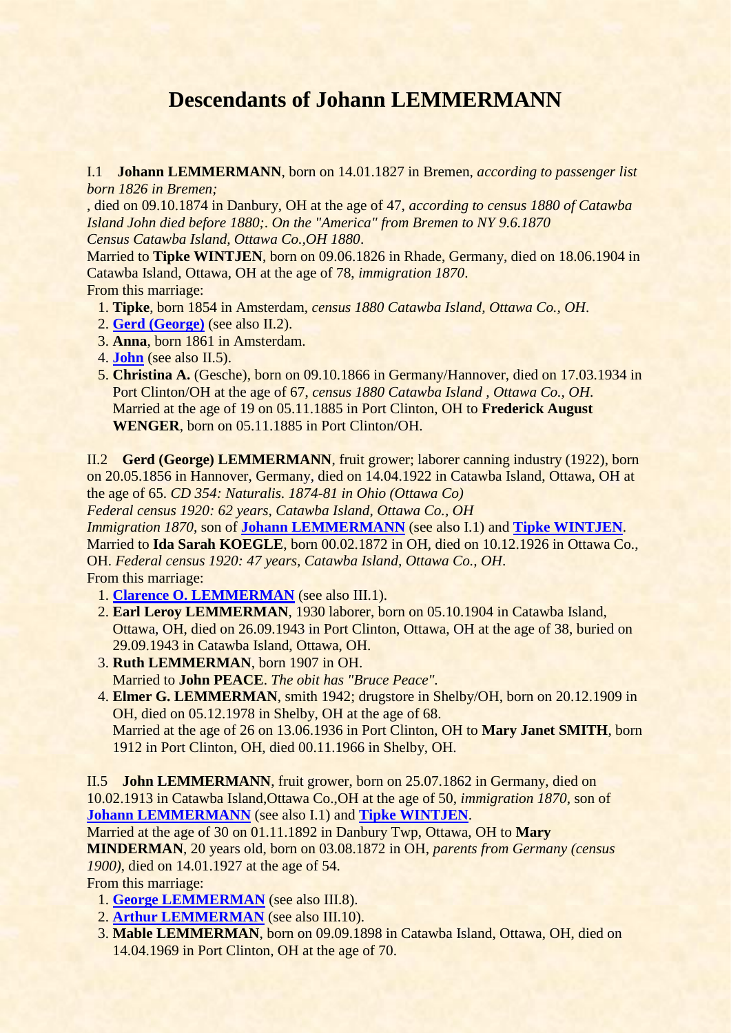# Descendants of Johann LEMMERMANN

I.1 **Johann LEMMERMANN**, born on 14.01.1827 in Bremen, *according to passenger list born 1826 in Bremen;*
, died on 09.10.1874 in Danbury, OH at the age of 47, *according to census 1880 of Catawba Island John died before 1880;. On the "America" from Bremen to NY 9.6.1870 Census Catawba Island, Ottawa Co.,OH 1880*.
Married to **Tipke WINTJEN**, born on 09.06.1826 in Rhade, Germany, died on 18.06.1904 in Catawba Island, Ottawa, OH at the age of 78, *immigration 1870*.
From this marriage:

1. **Tipke**, born 1854 in Amsterdam, *census 1880 Catawba Island, Ottawa Co., OH*.
2. **Gerd (George)** (see also II.2).
3. **Anna**, born 1861 in Amsterdam.
4. **John** (see also II.5).
5. **Christina A.** (Gesche), born on 09.10.1866 in Germany/Hannover, died on 17.03.1934 in Port Clinton/OH at the age of 67, *census 1880 Catawba Island , Ottawa Co., OH*.
   Married at the age of 19 on 05.11.1885 in Port Clinton, OH to **Frederick August WENGER**, born on 05.11.1885 in Port Clinton/OH.

II.2 **Gerd (George) LEMMERMANN**, fruit grower; laborer canning industry (1922), born on 20.05.1856 in Hannover, Germany, died on 14.04.1922 in Catawba Island, Ottawa, OH at the age of 65. *CD 354: Naturalis. 1874-81 in Ohio (Ottawa Co)
Federal census 1920: 62 years, Catawba Island, Ottawa Co., OH
Immigration 1870*, son of **Johann LEMMERMANN** (see also I.1) and **Tipke WINTJEN**.
Married to **Ida Sarah KOEGLE**, born 00.02.1872 in OH, died on 10.12.1926 in Ottawa Co., OH. *Federal census 1920: 47 years, Catawba Island, Ottawa Co., OH*.
From this marriage:

1. **Clarence O. LEMMERMAN** (see also III.1).
2. **Earl Leroy LEMMERMAN**, 1930 laborer, born on 05.10.1904 in Catawba Island, Ottawa, OH, died on 26.09.1943 in Port Clinton, Ottawa, OH at the age of 38, buried on 29.09.1943 in Catawba Island, Ottawa, OH.
3. **Ruth LEMMERMAN**, born 1907 in OH.
   Married to **John PEACE**. *The obit has "Bruce Peace"*.
4. **Elmer G. LEMMERMAN**, smith 1942; drugstore in Shelby/OH, born on 20.12.1909 in OH, died on 05.12.1978 in Shelby, OH at the age of 68.
   Married at the age of 26 on 13.06.1936 in Port Clinton, OH to **Mary Janet SMITH**, born 1912 in Port Clinton, OH, died 00.11.1966 in Shelby, OH.

II.5 **John LEMMERMANN**, fruit grower, born on 25.07.1862 in Germany, died on 10.02.1913 in Catawba Island,Ottawa Co.,OH at the age of 50, *immigration 1870*, son of **Johann LEMMERMANN** (see also I.1) and **Tipke WINTJEN**.
Married at the age of 30 on 01.11.1892 in Danbury Twp, Ottawa, OH to **Mary MINDERMAN**, 20 years old, born on 03.08.1872 in OH, *parents from Germany (census 1900)*, died on 14.01.1927 at the age of 54.
From this marriage:

1. **George LEMMERMAN** (see also III.8).
2. **Arthur LEMMERMAN** (see also III.10).
3. **Mable LEMMERMAN**, born on 09.09.1898 in Catawba Island, Ottawa, OH, died on 14.04.1969 in Port Clinton, OH at the age of 70.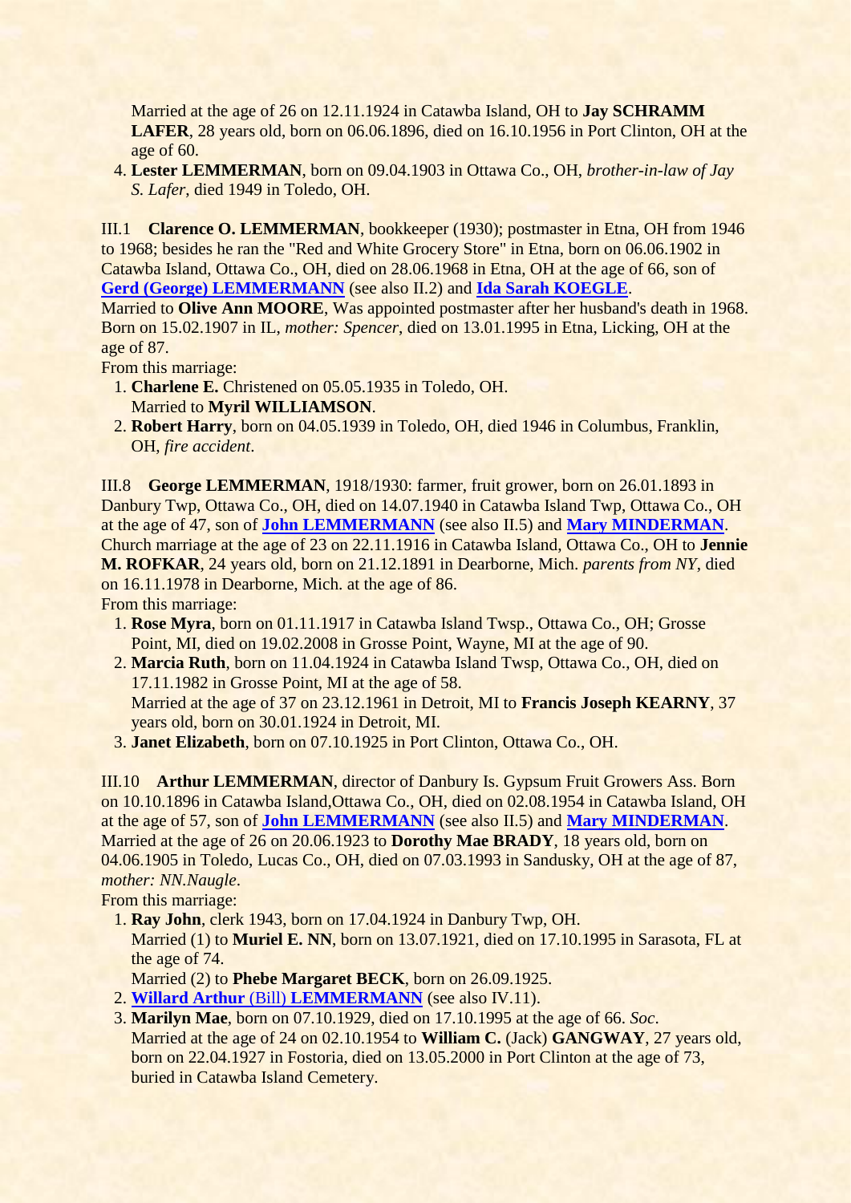Married at the age of 26 on 12.11.1924 in Catawba Island, OH to **Jay SCHRAMM LAFER**, 28 years old, born on 06.06.1896, died on 16.10.1956 in Port Clinton, OH at the age of 60.

4. **Lester LEMMERMAN**, born on 09.04.1903 in Ottawa Co., OH, *brother-in-law of Jay S. Lafer*, died 1949 in Toledo, OH.

III.1 **Clarence O. LEMMERMAN**, bookkeeper (1930); postmaster in Etna, OH from 1946 to 1968; besides he ran the "Red and White Grocery Store" in Etna, born on 06.06.1902 in Catawba Island, Ottawa Co., OH, died on 28.06.1968 in Etna, OH at the age of 66, son of **Gerd (George) LEMMERMANN** (see also II.2) and **Ida Sarah KOEGLE**.
Married to **Olive Ann MOORE**, Was appointed postmaster after her husband's death in 1968. Born on 15.02.1907 in IL, *mother: Spencer*, died on 13.01.1995 in Etna, Licking, OH at the age of 87.
From this marriage:

1. **Charlene E.** Christened on 05.05.1935 in Toledo, OH.
   Married to **Myril WILLIAMSON**.
2. **Robert Harry**, born on 04.05.1939 in Toledo, OH, died 1946 in Columbus, Franklin, OH, *fire accident*.

III.8 **George LEMMERMAN**, 1918/1930: farmer, fruit grower, born on 26.01.1893 in Danbury Twp, Ottawa Co., OH, died on 14.07.1940 in Catawba Island Twp, Ottawa Co., OH at the age of 47, son of **John LEMMERMANN** (see also II.5) and **Mary MINDERMAN**.
Church marriage at the age of 23 on 22.11.1916 in Catawba Island, Ottawa Co., OH to **Jennie M. ROFKAR**, 24 years old, born on 21.12.1891 in Dearborne, Mich. *parents from NY*, died on 16.11.1978 in Dearborne, Mich. at the age of 86.
From this marriage:

1. **Rose Myra**, born on 01.11.1917 in Catawba Island Twsp., Ottawa Co., OH; Grosse Point, MI, died on 19.02.2008 in Grosse Point, Wayne, MI at the age of 90.
2. **Marcia Ruth**, born on 11.04.1924 in Catawba Island Twsp, Ottawa Co., OH, died on 17.11.1982 in Grosse Point, MI at the age of 58.
   Married at the age of 37 on 23.12.1961 in Detroit, MI to **Francis Joseph KEARNY**, 37 years old, born on 30.01.1924 in Detroit, MI.
3. **Janet Elizabeth**, born on 07.10.1925 in Port Clinton, Ottawa Co., OH.

III.10 **Arthur LEMMERMAN**, director of Danbury Is. Gypsum Fruit Growers Ass. Born on 10.10.1896 in Catawba Island,Ottawa Co., OH, died on 02.08.1954 in Catawba Island, OH at the age of 57, son of **John LEMMERMANN** (see also II.5) and **Mary MINDERMAN**.
Married at the age of 26 on 20.06.1923 to **Dorothy Mae BRADY**, 18 years old, born on 04.06.1905 in Toledo, Lucas Co., OH, died on 07.03.1993 in Sandusky, OH at the age of 87, *mother: NN.Naugle*.
From this marriage:

1. **Ray John**, clerk 1943, born on 17.04.1924 in Danbury Twp, OH.
   Married (1) to **Muriel E. NN**, born on 13.07.1921, died on 17.10.1995 in Sarasota, FL at the age of 74.
   Married (2) to **Phebe Margaret BECK**, born on 26.09.1925.
2. **Willard Arthur** (Bill) **LEMMERMANN** (see also IV.11).
3. **Marilyn Mae**, born on 07.10.1929, died on 17.10.1995 at the age of 66. *Soc*.
   Married at the age of 24 on 02.10.1954 to **William C.** (Jack) **GANGWAY**, 27 years old, born on 22.04.1927 in Fostoria, died on 13.05.2000 in Port Clinton at the age of 73, buried in Catawba Island Cemetery.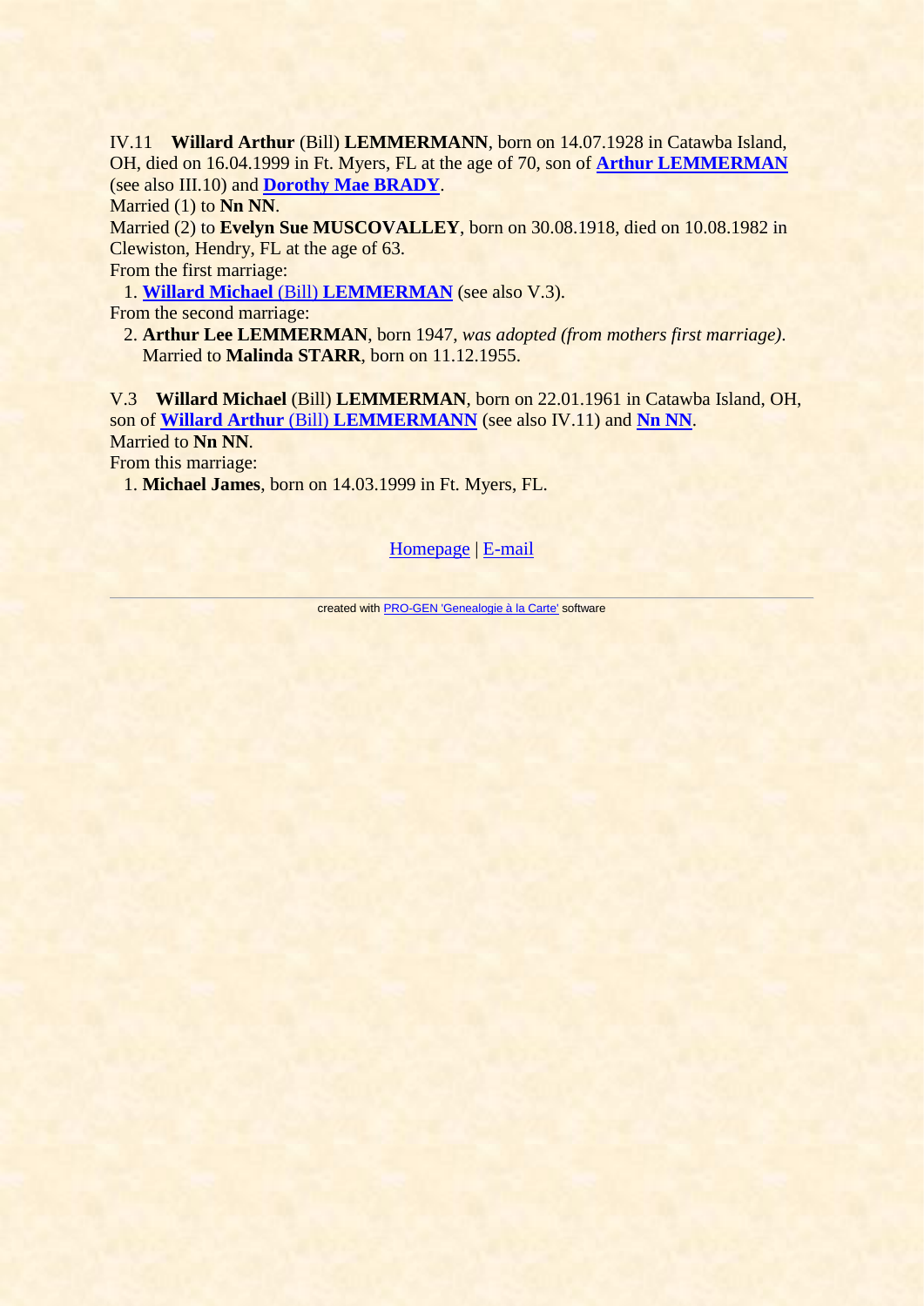IV.11 **Willard Arthur** (Bill) **LEMMERMANN**, born on 14.07.1928 in Catawba Island, OH, died on 16.04.1999 in Ft. Myers, FL at the age of 70, son of **Arthur LEMMERMAN** (see also III.10) and **Dorothy Mae BRADY**.
Married (1) to **Nn NN**.
Married (2) to **Evelyn Sue MUSCOVALLEY**, born on 30.08.1918, died on 10.08.1982 in Clewiston, Hendry, FL at the age of 63.
From the first marriage:

1. **Willard Michael** (Bill) **LEMMERMAN** (see also V.3).

From the second marriage:

2. **Arthur Lee LEMMERMAN**, born 1947, *was adopted (from mothers first marriage)*. Married to **Malinda STARR**, born on 11.12.1955.

V.3 **Willard Michael** (Bill) **LEMMERMAN**, born on 22.01.1961 in Catawba Island, OH, son of **Willard Arthur** (Bill) **LEMMERMANN** (see also IV.11) and **Nn NN**.
Married to **Nn NN**.
From this marriage:

1. **Michael James**, born on 14.03.1999 in Ft. Myers, FL.

Homepage | E-mail

created with PRO-GEN 'Genealogie à la Carte' software